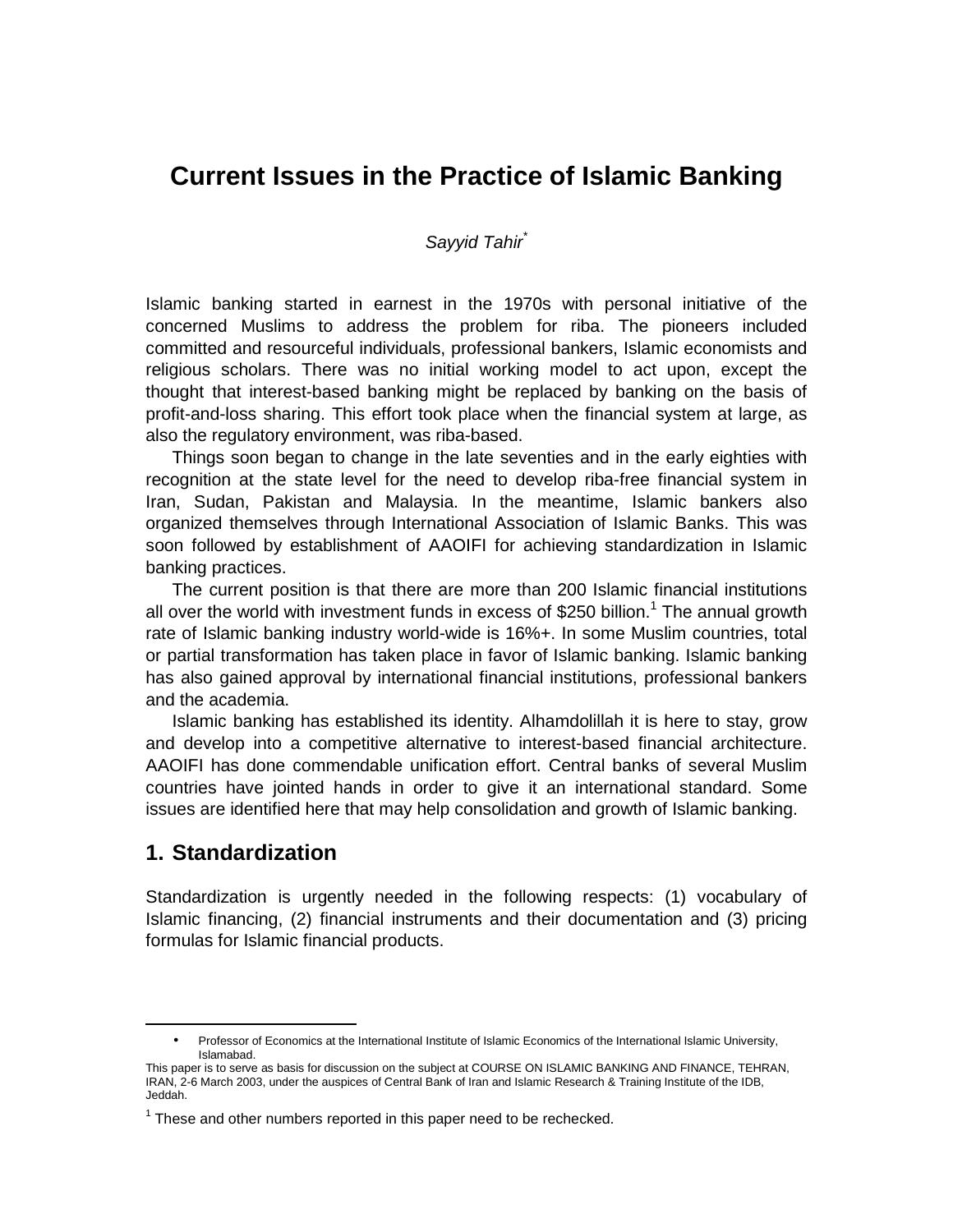# Current Issues in the Practice of Islamic Banking

*Sayyid Tahir*[*]

Islamic banking started in earnest in the 1970s with personal initiative of the concerned Muslims to address the problem for riba. The pioneers included committed and resourceful individuals, professional bankers, Islamic economists and religious scholars. There was no initial working model to act upon, except the thought that interest-based banking might be replaced by banking on the basis of profit-and-loss sharing. This effort took place when the financial system at large, as also the regulatory environment, was riba-based.

Things soon began to change in the late seventies and in the early eighties with recognition at the state level for the need to develop riba-free financial system in Iran, Sudan, Pakistan and Malaysia. In the meantime, Islamic bankers also organized themselves through International Association of Islamic Banks. This was soon followed by establishment of AAOIFI for achieving standardization in Islamic banking practices.

The current position is that there are more than 200 Islamic financial institutions all over the world with investment funds in excess of $250 billion.[1] The annual growth rate of Islamic banking industry world-wide is 16%+. In some Muslim countries, total or partial transformation has taken place in favor of Islamic banking. Islamic banking has also gained approval by international financial institutions, professional bankers and the academia.

Islamic banking has established its identity. Alhamdolillah it is here to stay, grow and develop into a competitive alternative to interest-based financial architecture. AAOIFI has done commendable unification effort. Central banks of several Muslim countries have jointed hands in order to give it an international standard. Some issues are identified here that may help consolidation and growth of Islamic banking.

## 1. Standardization

Standardization is urgently needed in the following respects: (1) vocabulary of Islamic financing, (2) financial instruments and their documentation and (3) pricing formulas for Islamic financial products.

---

- Professor of Economics at the International Institute of Islamic Economics of the International Islamic University, Islamabad.

This paper is to serve as basis for discussion on the subject at COURSE ON ISLAMIC BANKING AND FINANCE, TEHRAN, IRAN, 2-6 March 2003, under the auspices of Central Bank of Iran and Islamic Research & Training Institute of the IDB, Jeddah.

[1] These and other numbers reported in this paper need to be rechecked.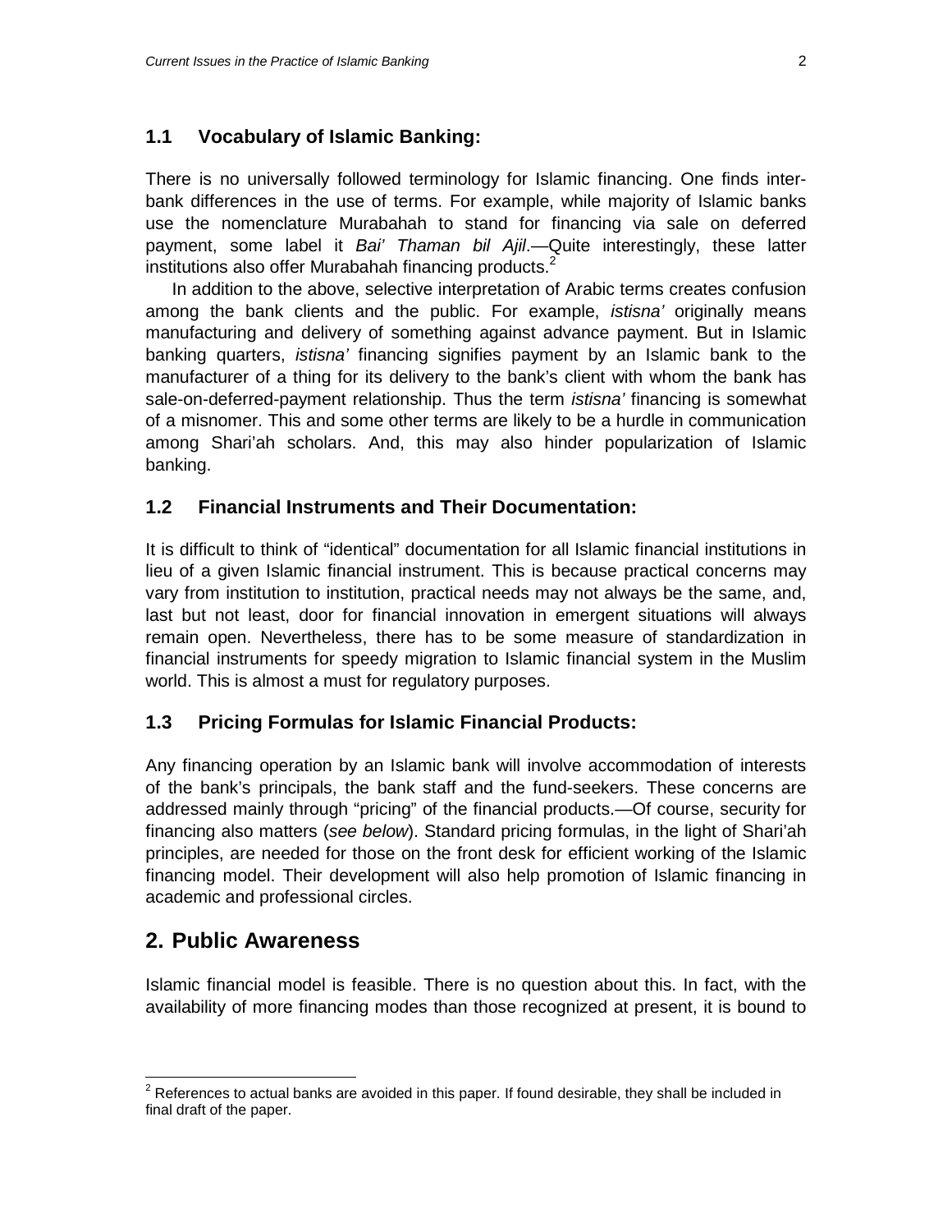### 1.1 Vocabulary of Islamic Banking:

There is no universally followed terminology for Islamic financing. One finds inter-bank differences in the use of terms. For example, while majority of Islamic banks use the nomenclature Murabahah to stand for financing via sale on deferred payment, some label it *Bai' Thaman bil Ajil*.—Quite interestingly, these latter institutions also offer Murabahah financing products.[2]

In addition to the above, selective interpretation of Arabic terms creates confusion among the bank clients and the public. For example, *istisna'* originally means manufacturing and delivery of something against advance payment. But in Islamic banking quarters, *istisna'* financing signifies payment by an Islamic bank to the manufacturer of a thing for its delivery to the bank's client with whom the bank has sale-on-deferred-payment relationship. Thus the term *istisna'* financing is somewhat of a misnomer. This and some other terms are likely to be a hurdle in communication among Shari'ah scholars. And, this may also hinder popularization of Islamic banking.

### 1.2 Financial Instruments and Their Documentation:

It is difficult to think of "identical" documentation for all Islamic financial institutions in lieu of a given Islamic financial instrument. This is because practical concerns may vary from institution to institution, practical needs may not always be the same, and, last but not least, door for financial innovation in emergent situations will always remain open. Nevertheless, there has to be some measure of standardization in financial instruments for speedy migration to Islamic financial system in the Muslim world. This is almost a must for regulatory purposes.

### 1.3 Pricing Formulas for Islamic Financial Products:

Any financing operation by an Islamic bank will involve accommodation of interests of the bank's principals, the bank staff and the fund-seekers. These concerns are addressed mainly through "pricing" of the financial products.—Of course, security for financing also matters (*see below*). Standard pricing formulas, in the light of Shari'ah principles, are needed for those on the front desk for efficient working of the Islamic financing model. Their development will also help promotion of Islamic financing in academic and professional circles.

## 2. Public Awareness

Islamic financial model is feasible. There is no question about this. In fact, with the availability of more financing modes than those recognized at present, it is bound to

---

[2] References to actual banks are avoided in this paper. If found desirable, they shall be included in final draft of the paper.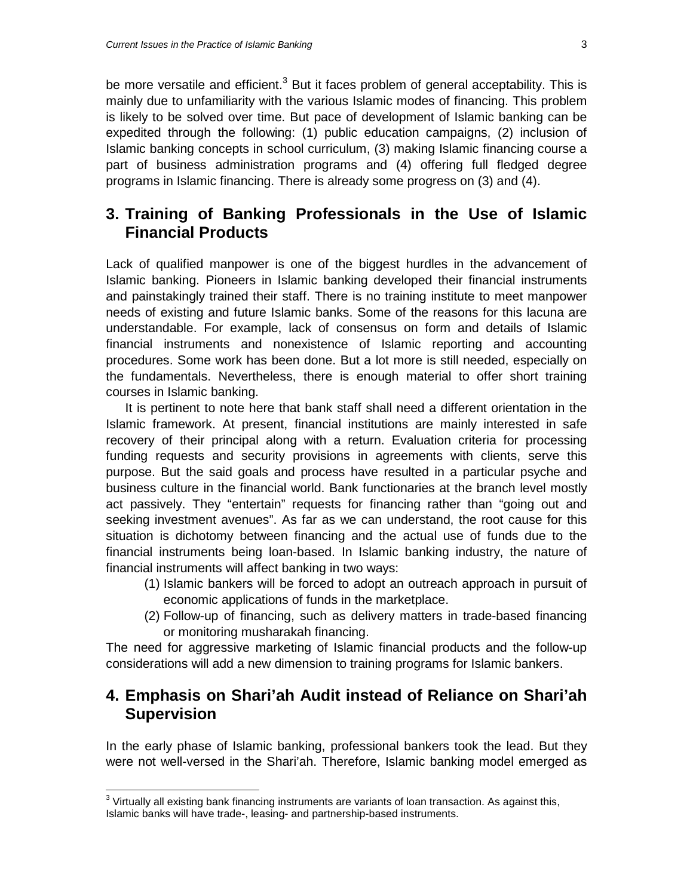be more versatile and efficient.[3] But it faces problem of general acceptability. This is mainly due to unfamiliarity with the various Islamic modes of financing. This problem is likely to be solved over time. But pace of development of Islamic banking can be expedited through the following: (1) public education campaigns, (2) inclusion of Islamic banking concepts in school curriculum, (3) making Islamic financing course a part of business administration programs and (4) offering full fledged degree programs in Islamic financing. There is already some progress on (3) and (4).

## 3. Training of Banking Professionals in the Use of Islamic Financial Products

Lack of qualified manpower is one of the biggest hurdles in the advancement of Islamic banking. Pioneers in Islamic banking developed their financial instruments and painstakingly trained their staff. There is no training institute to meet manpower needs of existing and future Islamic banks. Some of the reasons for this lacuna are understandable. For example, lack of consensus on form and details of Islamic financial instruments and nonexistence of Islamic reporting and accounting procedures. Some work has been done. But a lot more is still needed, especially on the fundamentals. Nevertheless, there is enough material to offer short training courses in Islamic banking.

It is pertinent to note here that bank staff shall need a different orientation in the Islamic framework. At present, financial institutions are mainly interested in safe recovery of their principal along with a return. Evaluation criteria for processing funding requests and security provisions in agreements with clients, serve this purpose. But the said goals and process have resulted in a particular psyche and business culture in the financial world. Bank functionaries at the branch level mostly act passively. They "entertain" requests for financing rather than "going out and seeking investment avenues". As far as we can understand, the root cause for this situation is dichotomy between financing and the actual use of funds due to the financial instruments being loan-based. In Islamic banking industry, the nature of financial instruments will affect banking in two ways:

(1) Islamic bankers will be forced to adopt an outreach approach in pursuit of economic applications of funds in the marketplace.
(2) Follow-up of financing, such as delivery matters in trade-based financing or monitoring musharakah financing.

The need for aggressive marketing of Islamic financial products and the follow-up considerations will add a new dimension to training programs for Islamic bankers.

## 4. Emphasis on Shari'ah Audit instead of Reliance on Shari'ah Supervision

In the early phase of Islamic banking, professional bankers took the lead. But they were not well-versed in the Shari'ah. Therefore, Islamic banking model emerged as

[3] Virtually all existing bank financing instruments are variants of loan transaction. As against this, Islamic banks will have trade-, leasing- and partnership-based instruments.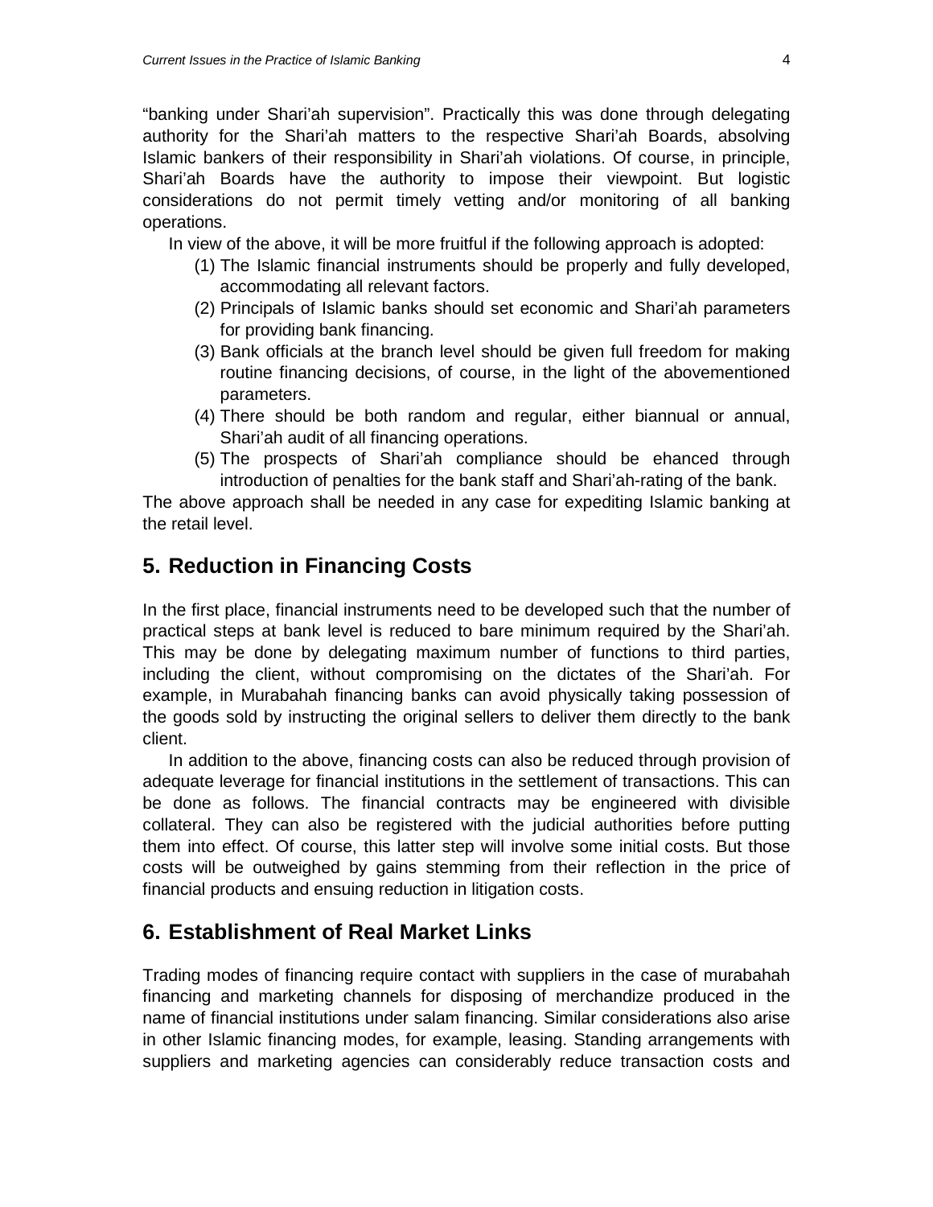"banking under Shari'ah supervision". Practically this was done through delegating authority for the Shari'ah matters to the respective Shari'ah Boards, absolving Islamic bankers of their responsibility in Shari'ah violations. Of course, in principle, Shari'ah Boards have the authority to impose their viewpoint. But logistic considerations do not permit timely vetting and/or monitoring of all banking operations.

In view of the above, it will be more fruitful if the following approach is adopted:

(1) The Islamic financial instruments should be properly and fully developed, accommodating all relevant factors.

(2) Principals of Islamic banks should set economic and Shari'ah parameters for providing bank financing.

(3) Bank officials at the branch level should be given full freedom for making routine financing decisions, of course, in the light of the abovementioned parameters.

(4) There should be both random and regular, either biannual or annual, Shari'ah audit of all financing operations.

(5) The prospects of Shari'ah compliance should be ehanced through introduction of penalties for the bank staff and Shari'ah-rating of the bank.

The above approach shall be needed in any case for expediting Islamic banking at the retail level.

## 5. Reduction in Financing Costs

In the first place, financial instruments need to be developed such that the number of practical steps at bank level is reduced to bare minimum required by the Shari'ah. This may be done by delegating maximum number of functions to third parties, including the client, without compromising on the dictates of the Shari'ah. For example, in Murabahah financing banks can avoid physically taking possession of the goods sold by instructing the original sellers to deliver them directly to the bank client.

In addition to the above, financing costs can also be reduced through provision of adequate leverage for financial institutions in the settlement of transactions. This can be done as follows. The financial contracts may be engineered with divisible collateral. They can also be registered with the judicial authorities before putting them into effect. Of course, this latter step will involve some initial costs. But those costs will be outweighed by gains stemming from their reflection in the price of financial products and ensuing reduction in litigation costs.

## 6. Establishment of Real Market Links

Trading modes of financing require contact with suppliers in the case of murabahah financing and marketing channels for disposing of merchandize produced in the name of financial institutions under salam financing. Similar considerations also arise in other Islamic financing modes, for example, leasing. Standing arrangements with suppliers and marketing agencies can considerably reduce transaction costs and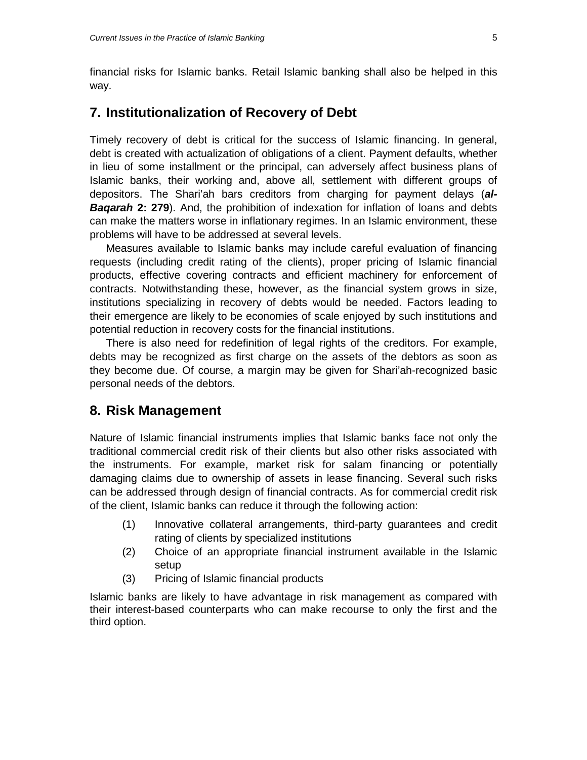financial risks for Islamic banks. Retail Islamic banking shall also be helped in this way.

## 7. Institutionalization of Recovery of Debt

Timely recovery of debt is critical for the success of Islamic financing. In general, debt is created with actualization of obligations of a client. Payment defaults, whether in lieu of some installment or the principal, can adversely affect business plans of Islamic banks, their working and, above all, settlement with different groups of depositors. The Shari'ah bars creditors from charging for payment delays (***al-Baqarah*** **2: 279**). And, the prohibition of indexation for inflation of loans and debts can make the matters worse in inflationary regimes. In an Islamic environment, these problems will have to be addressed at several levels.

Measures available to Islamic banks may include careful evaluation of financing requests (including credit rating of the clients), proper pricing of Islamic financial products, effective covering contracts and efficient machinery for enforcement of contracts. Notwithstanding these, however, as the financial system grows in size, institutions specializing in recovery of debts would be needed. Factors leading to their emergence are likely to be economies of scale enjoyed by such institutions and potential reduction in recovery costs for the financial institutions.

There is also need for redefinition of legal rights of the creditors. For example, debts may be recognized as first charge on the assets of the debtors as soon as they become due. Of course, a margin may be given for Shari'ah-recognized basic personal needs of the debtors.

## 8. Risk Management

Nature of Islamic financial instruments implies that Islamic banks face not only the traditional commercial credit risk of their clients but also other risks associated with the instruments. For example, market risk for salam financing or potentially damaging claims due to ownership of assets in lease financing. Several such risks can be addressed through design of financial contracts. As for commercial credit risk of the client, Islamic banks can reduce it through the following action:

(1) Innovative collateral arrangements, third-party guarantees and credit rating of clients by specialized institutions
(2) Choice of an appropriate financial instrument available in the Islamic setup
(3) Pricing of Islamic financial products

Islamic banks are likely to have advantage in risk management as compared with their interest-based counterparts who can make recourse to only the first and the third option.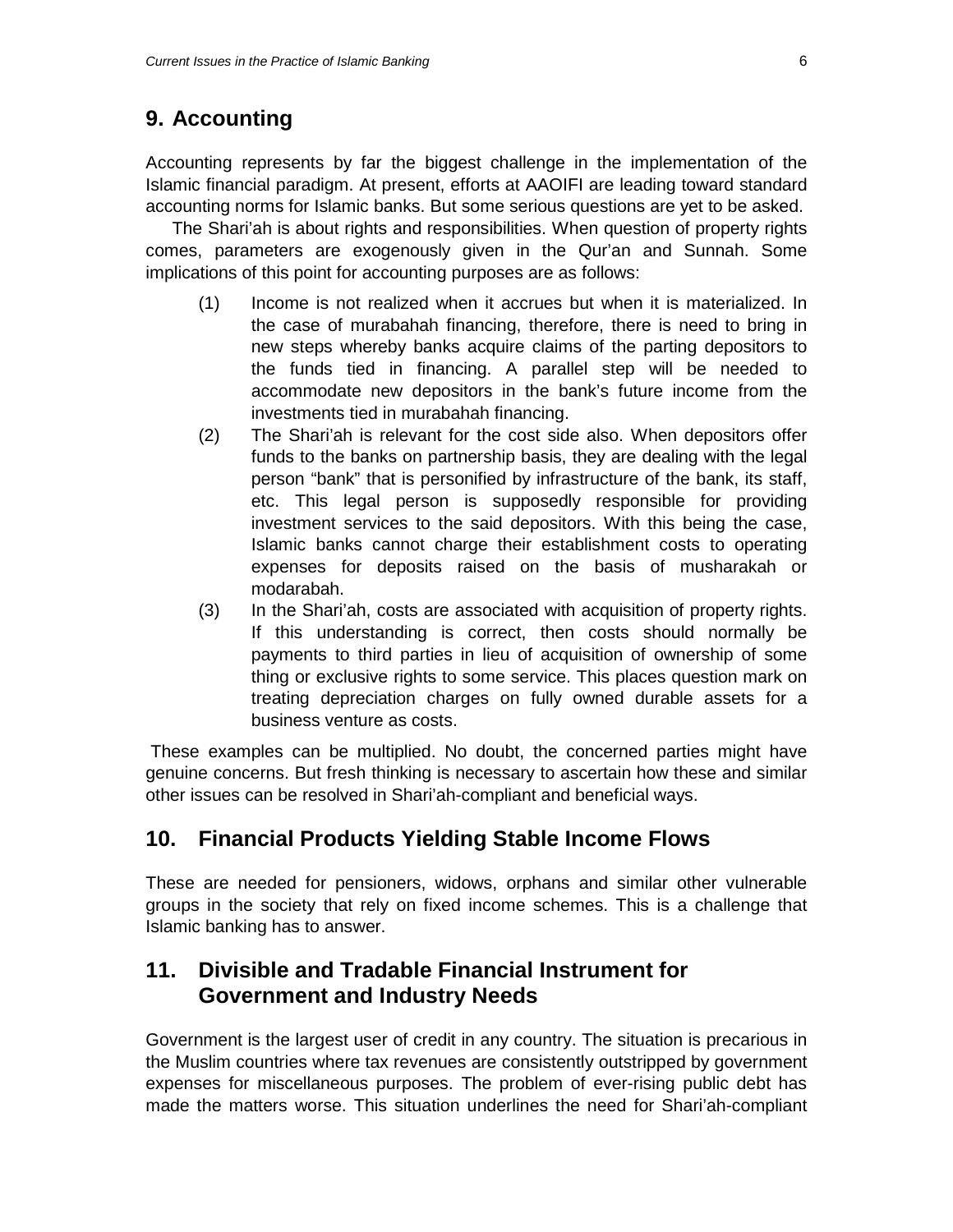## 9. Accounting

Accounting represents by far the biggest challenge in the implementation of the Islamic financial paradigm. At present, efforts at AAOIFI are leading toward standard accounting norms for Islamic banks. But some serious questions are yet to be asked.

The Shari'ah is about rights and responsibilities. When question of property rights comes, parameters are exogenously given in the Qur'an and Sunnah. Some implications of this point for accounting purposes are as follows:

(1) Income is not realized when it accrues but when it is materialized. In the case of murabahah financing, therefore, there is need to bring in new steps whereby banks acquire claims of the parting depositors to the funds tied in financing. A parallel step will be needed to accommodate new depositors in the bank's future income from the investments tied in murabahah financing.

(2) The Shari'ah is relevant for the cost side also. When depositors offer funds to the banks on partnership basis, they are dealing with the legal person "bank" that is personified by infrastructure of the bank, its staff, etc. This legal person is supposedly responsible for providing investment services to the said depositors. With this being the case, Islamic banks cannot charge their establishment costs to operating expenses for deposits raised on the basis of musharakah or modarabah.

(3) In the Shari'ah, costs are associated with acquisition of property rights. If this understanding is correct, then costs should normally be payments to third parties in lieu of acquisition of ownership of some thing or exclusive rights to some service. This places question mark on treating depreciation charges on fully owned durable assets for a business venture as costs.

These examples can be multiplied. No doubt, the concerned parties might have genuine concerns. But fresh thinking is necessary to ascertain how these and similar other issues can be resolved in Shari'ah-compliant and beneficial ways.

## 10. Financial Products Yielding Stable Income Flows

These are needed for pensioners, widows, orphans and similar other vulnerable groups in the society that rely on fixed income schemes. This is a challenge that Islamic banking has to answer.

## 11. Divisible and Tradable Financial Instrument for Government and Industry Needs

Government is the largest user of credit in any country. The situation is precarious in the Muslim countries where tax revenues are consistently outstripped by government expenses for miscellaneous purposes. The problem of ever-rising public debt has made the matters worse. This situation underlines the need for Shari'ah-compliant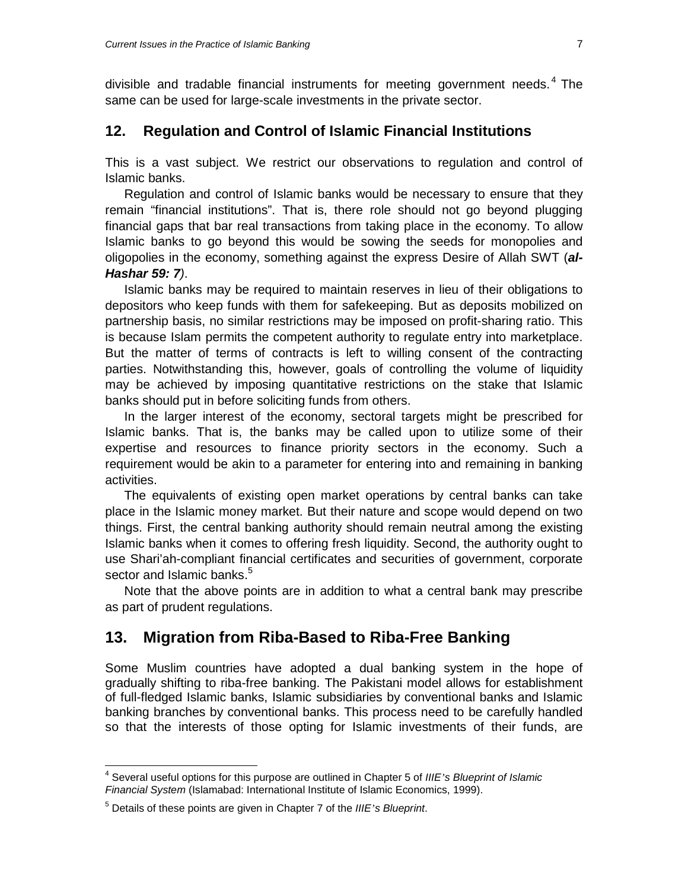divisible and tradable financial instruments for meeting government needs.[4] The same can be used for large-scale investments in the private sector.

## 12. Regulation and Control of Islamic Financial Institutions

This is a vast subject. We restrict our observations to regulation and control of Islamic banks.

Regulation and control of Islamic banks would be necessary to ensure that they remain "financial institutions". That is, there role should not go beyond plugging financial gaps that bar real transactions from taking place in the economy. To allow Islamic banks to go beyond this would be sowing the seeds for monopolies and oligopolies in the economy, something against the express Desire of Allah SWT (***al-Hashar 59: 7***).

Islamic banks may be required to maintain reserves in lieu of their obligations to depositors who keep funds with them for safekeeping. But as deposits mobilized on partnership basis, no similar restrictions may be imposed on profit-sharing ratio. This is because Islam permits the competent authority to regulate entry into marketplace. But the matter of terms of contracts is left to willing consent of the contracting parties. Notwithstanding this, however, goals of controlling the volume of liquidity may be achieved by imposing quantitative restrictions on the stake that Islamic banks should put in before soliciting funds from others.

In the larger interest of the economy, sectoral targets might be prescribed for Islamic banks. That is, the banks may be called upon to utilize some of their expertise and resources to finance priority sectors in the economy. Such a requirement would be akin to a parameter for entering into and remaining in banking activities.

The equivalents of existing open market operations by central banks can take place in the Islamic money market. But their nature and scope would depend on two things. First, the central banking authority should remain neutral among the existing Islamic banks when it comes to offering fresh liquidity. Second, the authority ought to use Shari'ah-compliant financial certificates and securities of government, corporate sector and Islamic banks.[5]

Note that the above points are in addition to what a central bank may prescribe as part of prudent regulations.

## 13. Migration from Riba-Based to Riba-Free Banking

Some Muslim countries have adopted a dual banking system in the hope of gradually shifting to riba-free banking. The Pakistani model allows for establishment of full-fledged Islamic banks, Islamic subsidiaries by conventional banks and Islamic banking branches by conventional banks. This process need to be carefully handled so that the interests of those opting for Islamic investments of their funds, are

---

[4] Several useful options for this purpose are outlined in Chapter 5 of *IIIE's Blueprint of Islamic Financial System* (Islamabad: International Institute of Islamic Economics, 1999).

[5] Details of these points are given in Chapter 7 of the *IIIE's Blueprint*.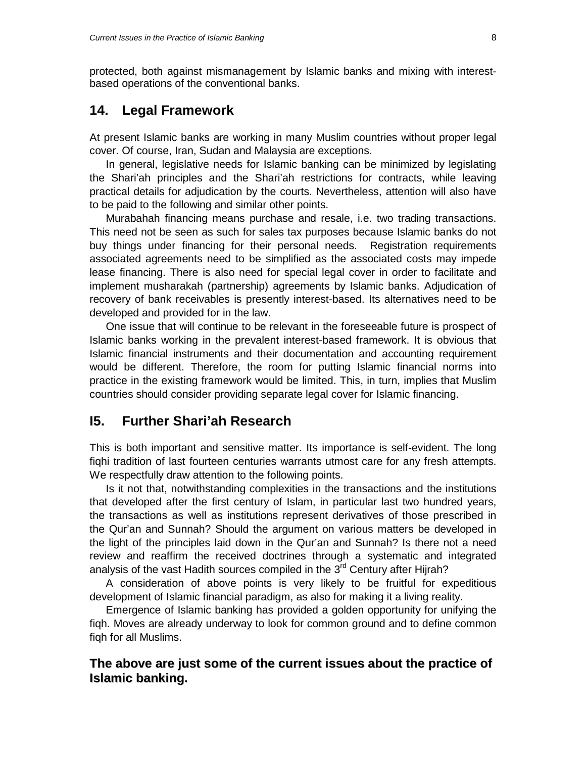protected, both against mismanagement by Islamic banks and mixing with interest-based operations of the conventional banks.

## 14. Legal Framework

At present Islamic banks are working in many Muslim countries without proper legal cover. Of course, Iran, Sudan and Malaysia are exceptions.

In general, legislative needs for Islamic banking can be minimized by legislating the Shari'ah principles and the Shari'ah restrictions for contracts, while leaving practical details for adjudication by the courts. Nevertheless, attention will also have to be paid to the following and similar other points.

Murabahah financing means purchase and resale, i.e. two trading transactions. This need not be seen as such for sales tax purposes because Islamic banks do not buy things under financing for their personal needs. Registration requirements associated agreements need to be simplified as the associated costs may impede lease financing. There is also need for special legal cover in order to facilitate and implement musharakah (partnership) agreements by Islamic banks. Adjudication of recovery of bank receivables is presently interest-based. Its alternatives need to be developed and provided for in the law.

One issue that will continue to be relevant in the foreseeable future is prospect of Islamic banks working in the prevalent interest-based framework. It is obvious that Islamic financial instruments and their documentation and accounting requirement would be different. Therefore, the room for putting Islamic financial norms into practice in the existing framework would be limited. This, in turn, implies that Muslim countries should consider providing separate legal cover for Islamic financing.

## I5. Further Shari'ah Research

This is both important and sensitive matter. Its importance is self-evident. The long fiqhi tradition of last fourteen centuries warrants utmost care for any fresh attempts. We respectfully draw attention to the following points.

Is it not that, notwithstanding complexities in the transactions and the institutions that developed after the first century of Islam, in particular last two hundred years, the transactions as well as institutions represent derivatives of those prescribed in the Qur'an and Sunnah? Should the argument on various matters be developed in the light of the principles laid down in the Qur'an and Sunnah? Is there not a need review and reaffirm the received doctrines through a systematic and integrated analysis of the vast Hadith sources compiled in the 3rd Century after Hijrah?

A consideration of above points is very likely to be fruitful for expeditious development of Islamic financial paradigm, as also for making it a living reality.

Emergence of Islamic banking has provided a golden opportunity for unifying the fiqh. Moves are already underway to look for common ground and to define common fiqh for all Muslims.

### The above are just some of the current issues about the practice of Islamic banking.